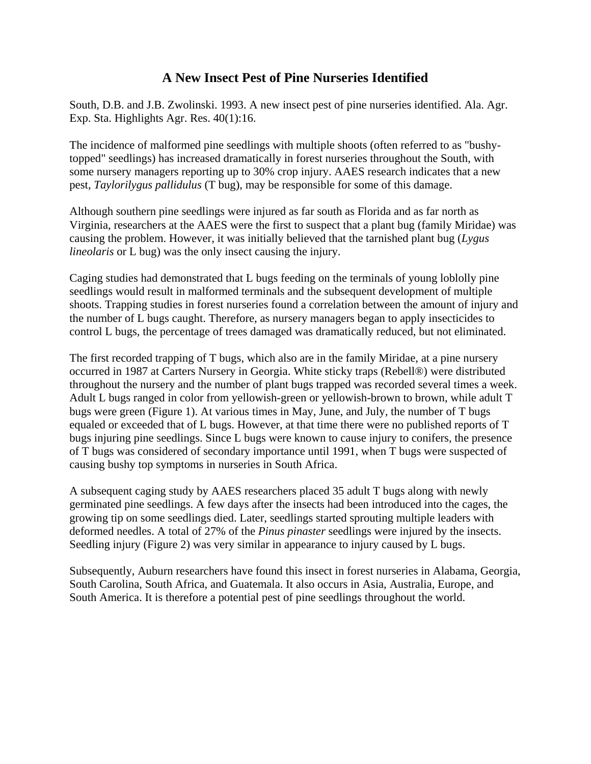# A New Insect Pest of Pine Nurseries Identified

South, D.B. and J.B. Zwolinski. 1993. A new insect pest of pine nurseries identified. Ala. Agr. Exp. Sta. Highlights Agr. Res. 40(1):16.

The incidence of malformed pine seedlings with multiple shoots (often referred to as "bushy-topped" seedlings) has increased dramatically in forest nurseries throughout the South, with some nursery managers reporting up to 30% crop injury. AAES research indicates that a new pest, *Taylorilygus pallidulus* (T bug), may be responsible for some of this damage.

Although southern pine seedlings were injured as far south as Florida and as far north as Virginia, researchers at the AAES were the first to suspect that a plant bug (family Miridae) was causing the problem. However, it was initially believed that the tarnished plant bug (*Lygus lineolaris* or L bug) was the only insect causing the injury.

Caging studies had demonstrated that L bugs feeding on the terminals of young loblolly pine seedlings would result in malformed terminals and the subsequent development of multiple shoots. Trapping studies in forest nurseries found a correlation between the amount of injury and the number of L bugs caught. Therefore, as nursery managers began to apply insecticides to control L bugs, the percentage of trees damaged was dramatically reduced, but not eliminated.

The first recorded trapping of T bugs, which also are in the family Miridae, at a pine nursery occurred in 1987 at Carters Nursery in Georgia. White sticky traps (Rebell®) were distributed throughout the nursery and the number of plant bugs trapped was recorded several times a week. Adult L bugs ranged in color from yellowish-green or yellowish-brown to brown, while adult T bugs were green (Figure 1). At various times in May, June, and July, the number of T bugs equaled or exceeded that of L bugs. However, at that time there were no published reports of T bugs injuring pine seedlings. Since L bugs were known to cause injury to conifers, the presence of T bugs was considered of secondary importance until 1991, when T bugs were suspected of causing bushy top symptoms in nurseries in South Africa.

A subsequent caging study by AAES researchers placed 35 adult T bugs along with newly germinated pine seedlings. A few days after the insects had been introduced into the cages, the growing tip on some seedlings died. Later, seedlings started sprouting multiple leaders with deformed needles. A total of 27% of the *Pinus pinaster* seedlings were injured by the insects. Seedling injury (Figure 2) was very similar in appearance to injury caused by L bugs.

Subsequently, Auburn researchers have found this insect in forest nurseries in Alabama, Georgia, South Carolina, South Africa, and Guatemala. It also occurs in Asia, Australia, Europe, and South America. It is therefore a potential pest of pine seedlings throughout the world.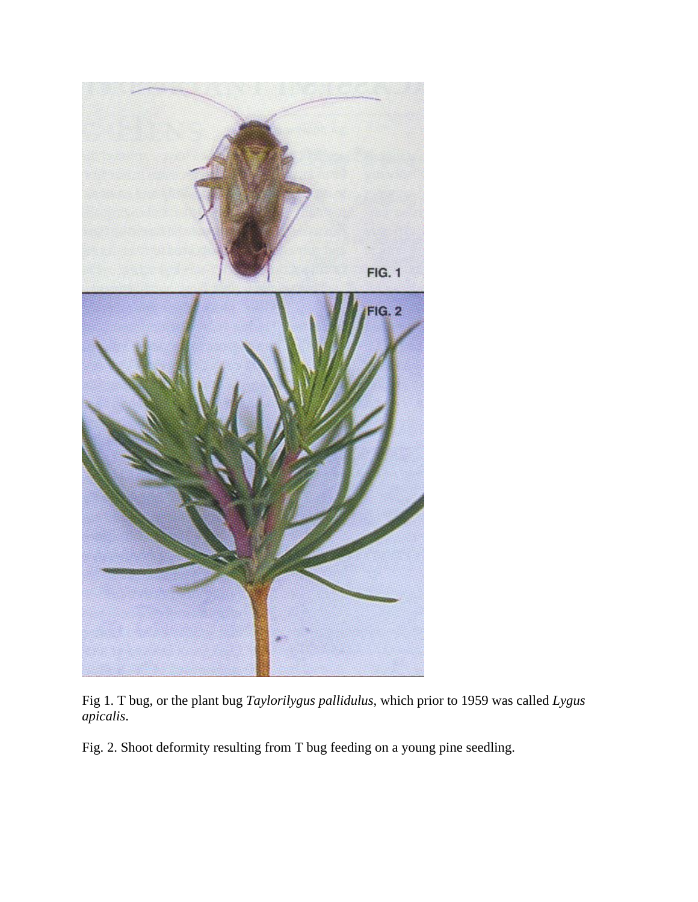Fig 1. T bug, or the plant bug *Taylorilygus pallidulus*, which prior to 1959 was called *Lygus apicalis*.

Fig. 2. Shoot deformity resulting from T bug feeding on a young pine seedling.